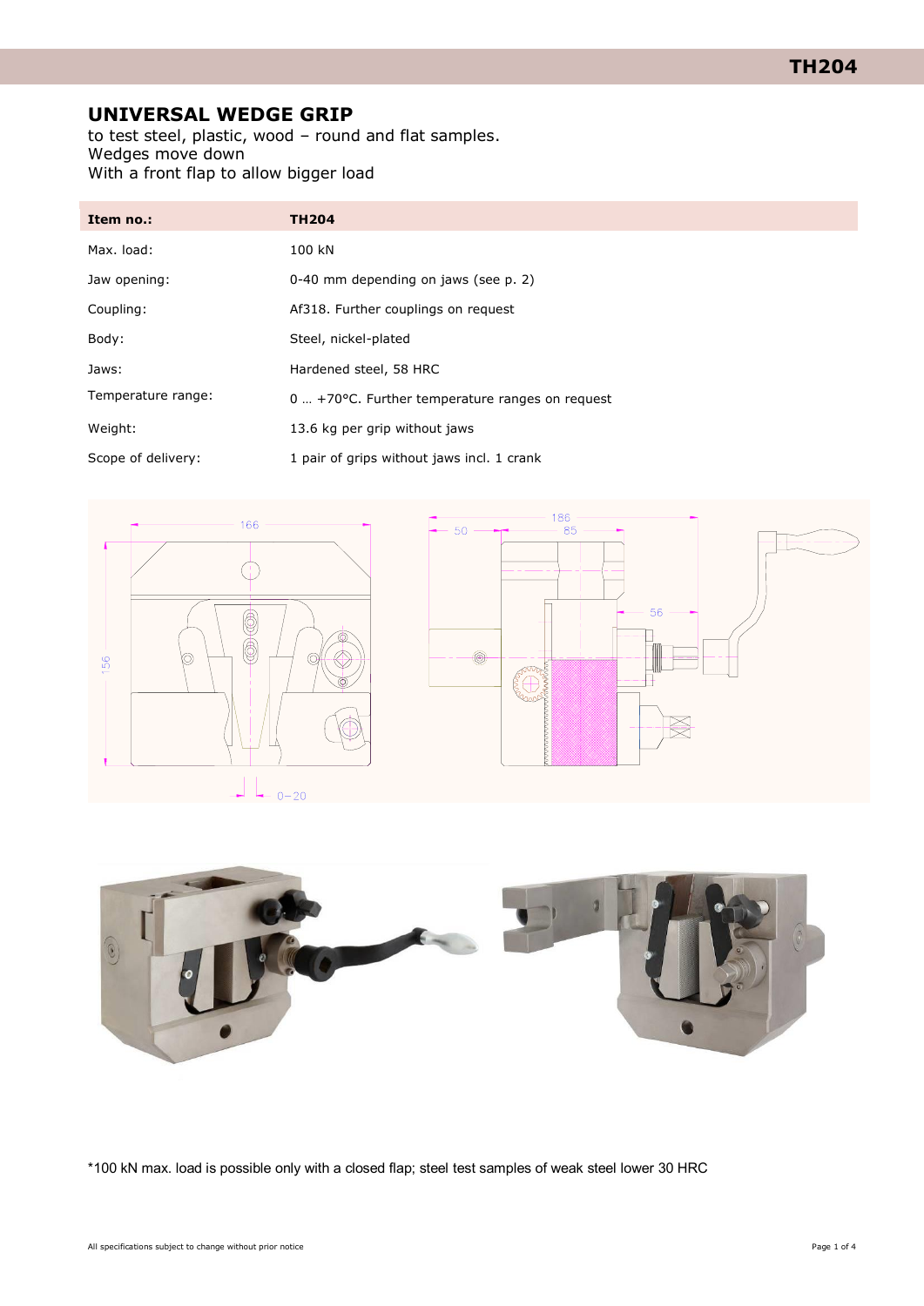# UNIVERSAL WEDGE GRIP

to test steel, plastic, wood – round and flat samples.
Wedges move down
With a front flap to allow bigger load

| Item no.: | TH204 |
|---|---|
| Max. load: | 100 kN |
| Jaw opening: | 0-40 mm depending on jaws (see p. 2) |
| Coupling: | Af318. Further couplings on request |
| Body: | Steel, nickel-plated |
| Jaws: | Hardened steel, 58 HRC |
| Temperature range: | 0 … +70°C. Further temperature ranges on request |
| Weight: | 13.6 kg per grip without jaws |
| Scope of delivery: | 1 pair of grips without jaws incl. 1 crank |

*100 kN max. load is possible only with a closed flap; steel test samples of weak steel lower 30 HRC

All specifications subject to change without prior notice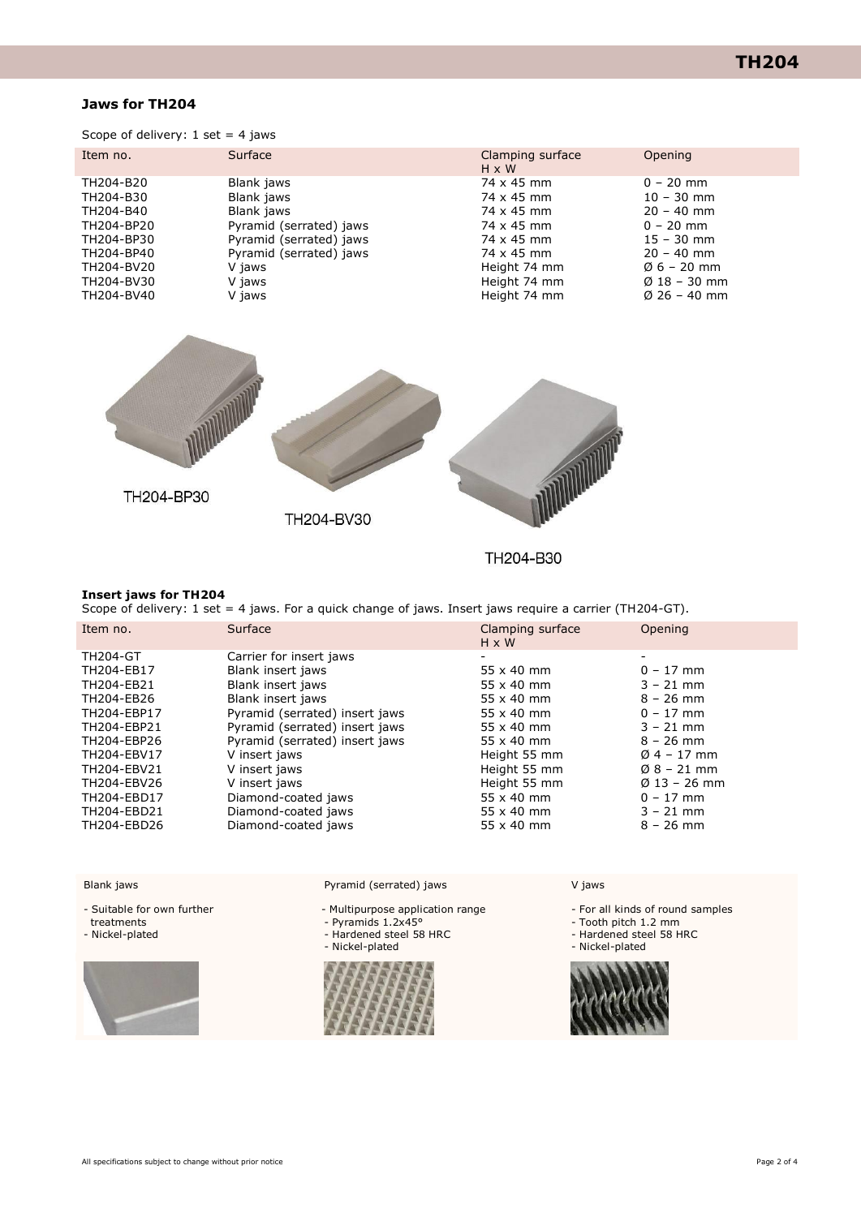## Jaws for TH204

Scope of delivery: 1 set = 4 jaws

| Item no. | Surface | Clamping surface H x W | Opening |
|---|---|---|---|
| TH204-B20 | Blank jaws | 74 x 45 mm | 0 – 20 mm |
| TH204-B30 | Blank jaws | 74 x 45 mm | 10 – 30 mm |
| TH204-B40 | Blank jaws | 74 x 45 mm | 20 – 40 mm |
| TH204-BP20 | Pyramid (serrated) jaws | 74 x 45 mm | 0 – 20 mm |
| TH204-BP30 | Pyramid (serrated) jaws | 74 x 45 mm | 15 – 30 mm |
| TH204-BP40 | Pyramid (serrated) jaws | 74 x 45 mm | 20 – 40 mm |
| TH204-BV20 | V jaws | Height 74 mm | Ø 6 – 20 mm |
| TH204-BV30 | V jaws | Height 74 mm | Ø 18 – 30 mm |
| TH204-BV40 | V jaws | Height 74 mm | Ø 26 – 40 mm |

TH204-BP30

TH204-BV30

TH204-B30

## Insert jaws for TH204

Scope of delivery: 1 set = 4 jaws. For a quick change of jaws. Insert jaws require a carrier (TH204-GT).

| Item no. | Surface | Clamping surface H x W | Opening |
|---|---|---|---|
| TH204-GT | Carrier for insert jaws | - | - |
| TH204-EB17 | Blank insert jaws | 55 x 40 mm | 0 – 17 mm |
| TH204-EB21 | Blank insert jaws | 55 x 40 mm | 3 – 21 mm |
| TH204-EB26 | Blank insert jaws | 55 x 40 mm | 8 – 26 mm |
| TH204-EBP17 | Pyramid (serrated) insert jaws | 55 x 40 mm | 0 – 17 mm |
| TH204-EBP21 | Pyramid (serrated) insert jaws | 55 x 40 mm | 3 – 21 mm |
| TH204-EBP26 | Pyramid (serrated) insert jaws | 55 x 40 mm | 8 – 26 mm |
| TH204-EBV17 | V insert jaws | Height 55 mm | Ø 4 – 17 mm |
| TH204-EBV21 | V insert jaws | Height 55 mm | Ø 8 – 21 mm |
| TH204-EBV26 | V insert jaws | Height 55 mm | Ø 13 – 26 mm |
| TH204-EBD17 | Diamond-coated jaws | 55 x 40 mm | 0 – 17 mm |
| TH204-EBD21 | Diamond-coated jaws | 55 x 40 mm | 3 – 21 mm |
| TH204-EBD26 | Diamond-coated jaws | 55 x 40 mm | 8 – 26 mm |

**Blank jaws**

- Suitable for own further treatments
- Nickel-plated

**Pyramid (serrated) jaws**

- Multipurpose application range
- Pyramids 1.2x45°
- Hardened steel 58 HRC
- Nickel-plated

**V jaws**

- For all kinds of round samples
- Tooth pitch 1.2 mm
- Hardened steel 58 HRC
- Nickel-plated

All specifications subject to change without prior notice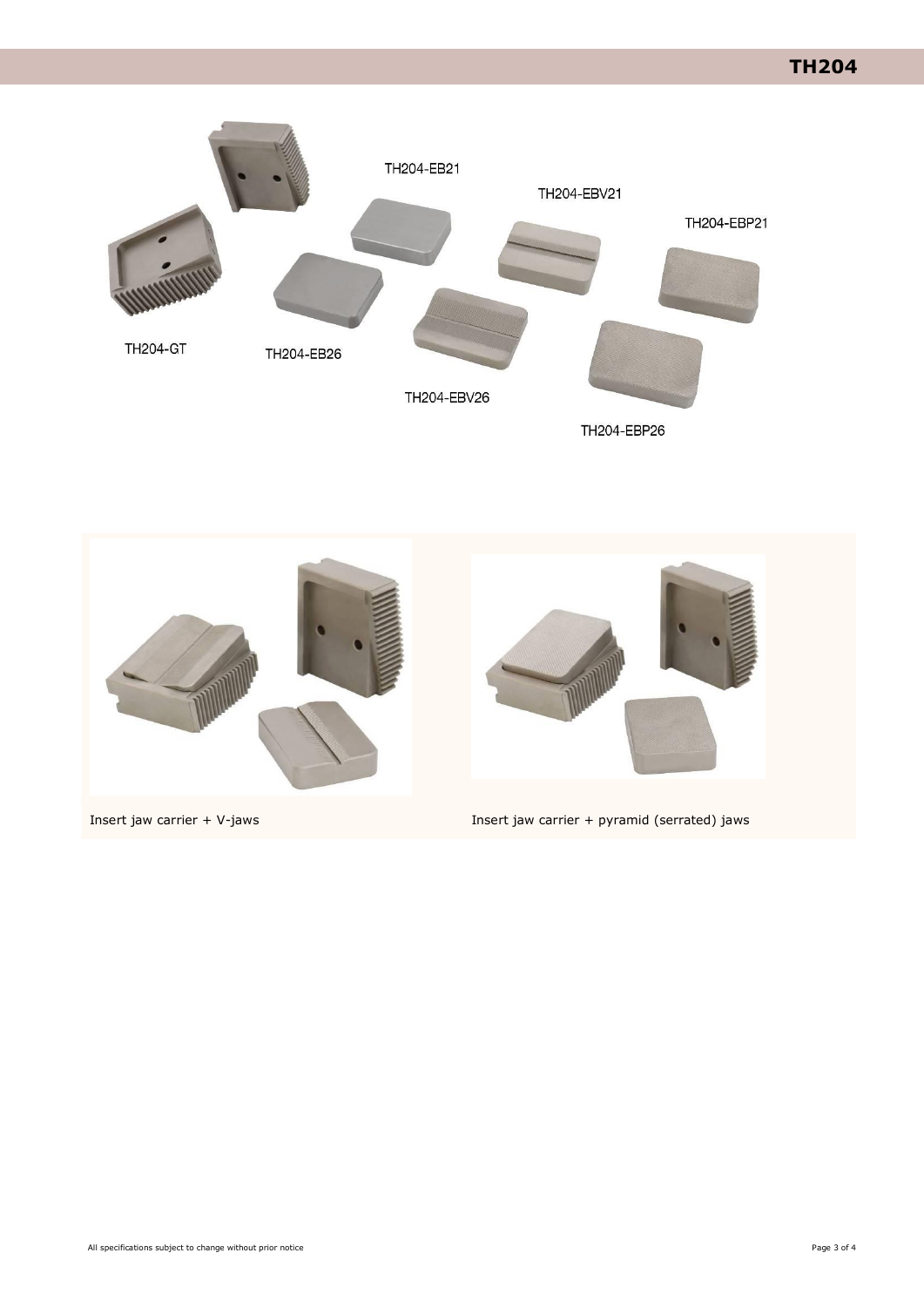TH204-EB21

TH204-EBV21

TH204-EBP21

TH204-GT

TH204-EB26

TH204-EBV26

TH204-EBP26

Insert jaw carrier + V-jaws

Insert jaw carrier + pyramid (serrated) jaws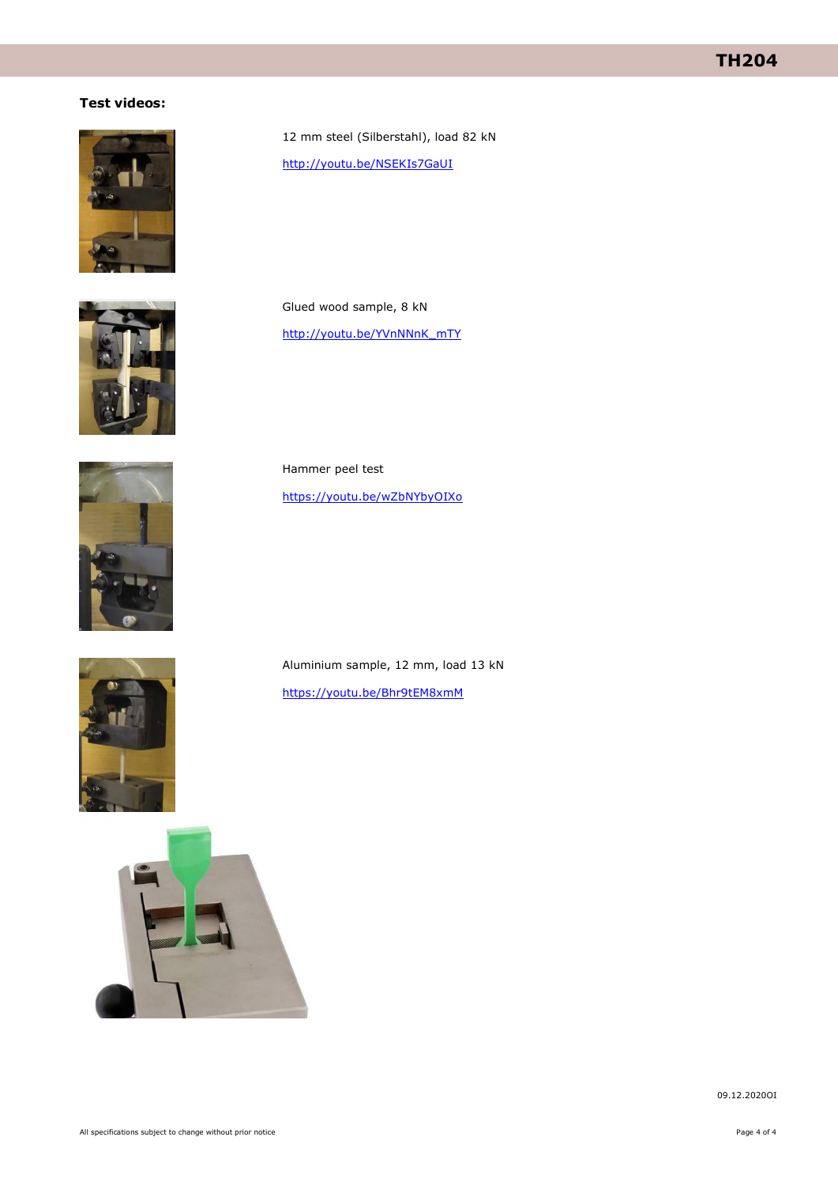**Test videos:**

12 mm steel (Silberstahl), load 82 kN

http://youtu.be/NSEKIs7GaUI

Glued wood sample, 8 kN

http://youtu.be/YVnNNnK_mTY

Hammer peel test

https://youtu.be/wZbNYbyOIXo

Aluminium sample, 12 mm, load 13 kN

https://youtu.be/Bhr9tEM8xmM

09.12.2020OI

All specifications subject to change without prior notice